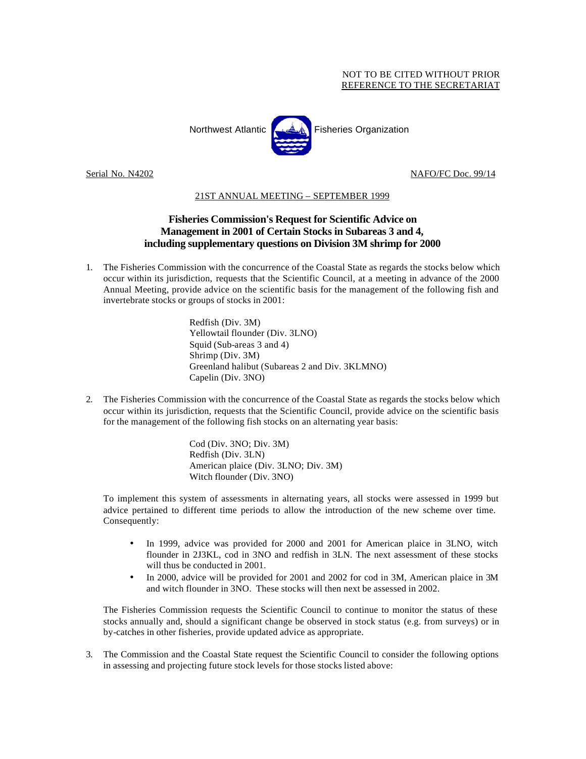NOT TO BE CITED WITHOUT PRIOR
REFERENCE TO THE SECRETARIAT

Northwest Atlantic Fisheries Organization

Serial No. N4202 NAFO/FC Doc. 99/14

21ST ANNUAL MEETING – SEPTEMBER 1999

# Fisheries Commission's Request for Scientific Advice on Management in 2001 of Certain Stocks in Subareas 3 and 4, including supplementary questions on Division 3M shrimp for 2000

1. The Fisheries Commission with the concurrence of the Coastal State as regards the stocks below which occur within its jurisdiction, requests that the Scientific Council, at a meeting in advance of the 2000 Annual Meeting, provide advice on the scientific basis for the management of the following fish and invertebrate stocks or groups of stocks in 2001:

   Redfish (Div. 3M)
   Yellowtail flounder (Div. 3LNO)
   Squid (Sub-areas 3 and 4)
   Shrimp (Div. 3M)
   Greenland halibut (Subareas 2 and Div. 3KLMNO)
   Capelin (Div. 3NO)

2. The Fisheries Commission with the concurrence of the Coastal State as regards the stocks below which occur within its jurisdiction, requests that the Scientific Council, provide advice on the scientific basis for the management of the following fish stocks on an alternating year basis:

   Cod (Div. 3NO; Div. 3M)
   Redfish (Div. 3LN)
   American plaice (Div. 3LNO; Div. 3M)
   Witch flounder (Div. 3NO)

   To implement this system of assessments in alternating years, all stocks were assessed in 1999 but advice pertained to different time periods to allow the introduction of the new scheme over time. Consequently:

   - In 1999, advice was provided for 2000 and 2001 for American plaice in 3LNO, witch flounder in 2J3KL, cod in 3NO and redfish in 3LN. The next assessment of these stocks will thus be conducted in 2001.
   - In 2000, advice will be provided for 2001 and 2002 for cod in 3M, American plaice in 3M and witch flounder in 3NO. These stocks will then next be assessed in 2002.

   The Fisheries Commission requests the Scientific Council to continue to monitor the status of these stocks annually and, should a significant change be observed in stock status (e.g. from surveys) or in by-catches in other fisheries, provide updated advice as appropriate.

3. The Commission and the Coastal State request the Scientific Council to consider the following options in assessing and projecting future stock levels for those stocks listed above: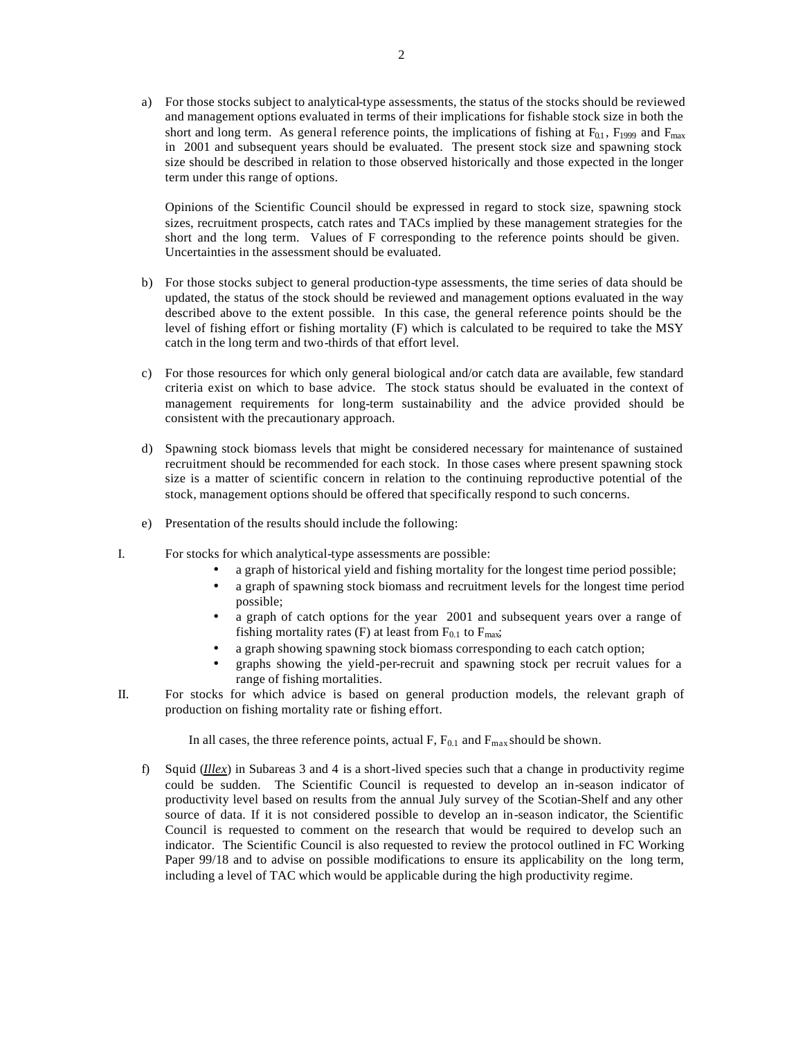a) For those stocks subject to analytical-type assessments, the status of the stocks should be reviewed and management options evaluated in terms of their implications for fishable stock size in both the short and long term. As general reference points, the implications of fishing at $F_{0.1}$, $F_{1999}$ and $F_{max}$ in 2001 and subsequent years should be evaluated. The present stock size and spawning stock size should be described in relation to those observed historically and those expected in the longer term under this range of options.

   Opinions of the Scientific Council should be expressed in regard to stock size, spawning stock sizes, recruitment prospects, catch rates and TACs implied by these management strategies for the short and the long term. Values of F corresponding to the reference points should be given. Uncertainties in the assessment should be evaluated.

b) For those stocks subject to general production-type assessments, the time series of data should be updated, the status of the stock should be reviewed and management options evaluated in the way described above to the extent possible. In this case, the general reference points should be the level of fishing effort or fishing mortality (F) which is calculated to be required to take the MSY catch in the long term and two-thirds of that effort level.

c) For those resources for which only general biological and/or catch data are available, few standard criteria exist on which to base advice. The stock status should be evaluated in the context of management requirements for long-term sustainability and the advice provided should be consistent with the precautionary approach.

d) Spawning stock biomass levels that might be considered necessary for maintenance of sustained recruitment should be recommended for each stock. In those cases where present spawning stock size is a matter of scientific concern in relation to the continuing reproductive potential of the stock, management options should be offered that specifically respond to such concerns.

e) Presentation of the results should include the following:

I. For stocks for which analytical-type assessments are possible:
   - a graph of historical yield and fishing mortality for the longest time period possible;
   - a graph of spawning stock biomass and recruitment levels for the longest time period possible;
   - a graph of catch options for the year 2001 and subsequent years over a range of fishing mortality rates (F) at least from $F_{0.1}$ to $F_{max}$;
   - a graph showing spawning stock biomass corresponding to each catch option;
   - graphs showing the yield-per-recruit and spawning stock per recruit values for a range of fishing mortalities.

II. For stocks for which advice is based on general production models, the relevant graph of production on fishing mortality rate or fishing effort.

   In all cases, the three reference points, actual F, $F_{0.1}$ and $F_{max}$ should be shown.

f) Squid (***Illex***) in Subareas 3 and 4 is a short-lived species such that a change in productivity regime could be sudden. The Scientific Council is requested to develop an in-season indicator of productivity level based on results from the annual July survey of the Scotian-Shelf and any other source of data. If it is not considered possible to develop an in-season indicator, the Scientific Council is requested to comment on the research that would be required to develop such an indicator. The Scientific Council is also requested to review the protocol outlined in FC Working Paper 99/18 and to advise on possible modifications to ensure its applicability on the long term, including a level of TAC which would be applicable during the high productivity regime.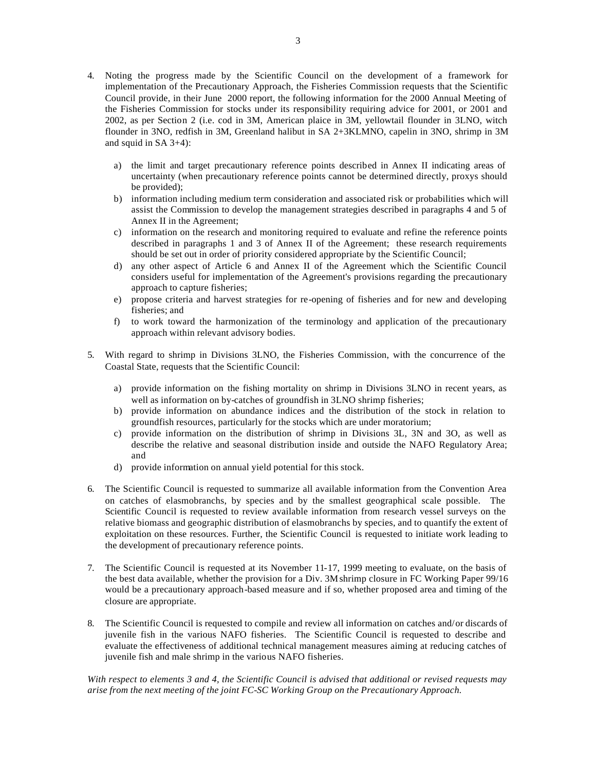4. Noting the progress made by the Scientific Council on the development of a framework for implementation of the Precautionary Approach, the Fisheries Commission requests that the Scientific Council provide, in their June 2000 report, the following information for the 2000 Annual Meeting of the Fisheries Commission for stocks under its responsibility requiring advice for 2001, or 2001 and 2002, as per Section 2 (i.e. cod in 3M, American plaice in 3M, yellowtail flounder in 3LNO, witch flounder in 3NO, redfish in 3M, Greenland halibut in SA 2+3KLMNO, capelin in 3NO, shrimp in 3M and squid in SA 3+4):

   a) the limit and target precautionary reference points described in Annex II indicating areas of uncertainty (when precautionary reference points cannot be determined directly, proxys should be provided);
   b) information including medium term consideration and associated risk or probabilities which will assist the Commission to develop the management strategies described in paragraphs 4 and 5 of Annex II in the Agreement;
   c) information on the research and monitoring required to evaluate and refine the reference points described in paragraphs 1 and 3 of Annex II of the Agreement; these research requirements should be set out in order of priority considered appropriate by the Scientific Council;
   d) any other aspect of Article 6 and Annex II of the Agreement which the Scientific Council considers useful for implementation of the Agreement's provisions regarding the precautionary approach to capture fisheries;
   e) propose criteria and harvest strategies for re-opening of fisheries and for new and developing fisheries; and
   f) to work toward the harmonization of the terminology and application of the precautionary approach within relevant advisory bodies.

5. With regard to shrimp in Divisions 3LNO, the Fisheries Commission, with the concurrence of the Coastal State, requests that the Scientific Council:

   a) provide information on the fishing mortality on shrimp in Divisions 3LNO in recent years, as well as information on by-catches of groundfish in 3LNO shrimp fisheries;
   b) provide information on abundance indices and the distribution of the stock in relation to groundfish resources, particularly for the stocks which are under moratorium;
   c) provide information on the distribution of shrimp in Divisions 3L, 3N and 3O, as well as describe the relative and seasonal distribution inside and outside the NAFO Regulatory Area; and
   d) provide information on annual yield potential for this stock.

6. The Scientific Council is requested to summarize all available information from the Convention Area on catches of elasmobranchs, by species and by the smallest geographical scale possible. The Scientific Council is requested to review available information from research vessel surveys on the relative biomass and geographic distribution of elasmobranchs by species, and to quantify the extent of exploitation on these resources. Further, the Scientific Council is requested to initiate work leading to the development of precautionary reference points.

7. The Scientific Council is requested at its November 11-17, 1999 meeting to evaluate, on the basis of the best data available, whether the provision for a Div. 3M shrimp closure in FC Working Paper 99/16 would be a precautionary approach-based measure and if so, whether proposed area and timing of the closure are appropriate.

8. The Scientific Council is requested to compile and review all information on catches and/or discards of juvenile fish in the various NAFO fisheries. The Scientific Council is requested to describe and evaluate the effectiveness of additional technical management measures aiming at reducing catches of juvenile fish and male shrimp in the various NAFO fisheries.

*With respect to elements 3 and 4, the Scientific Council is advised that additional or revised requests may arise from the next meeting of the joint FC-SC Working Group on the Precautionary Approach.*